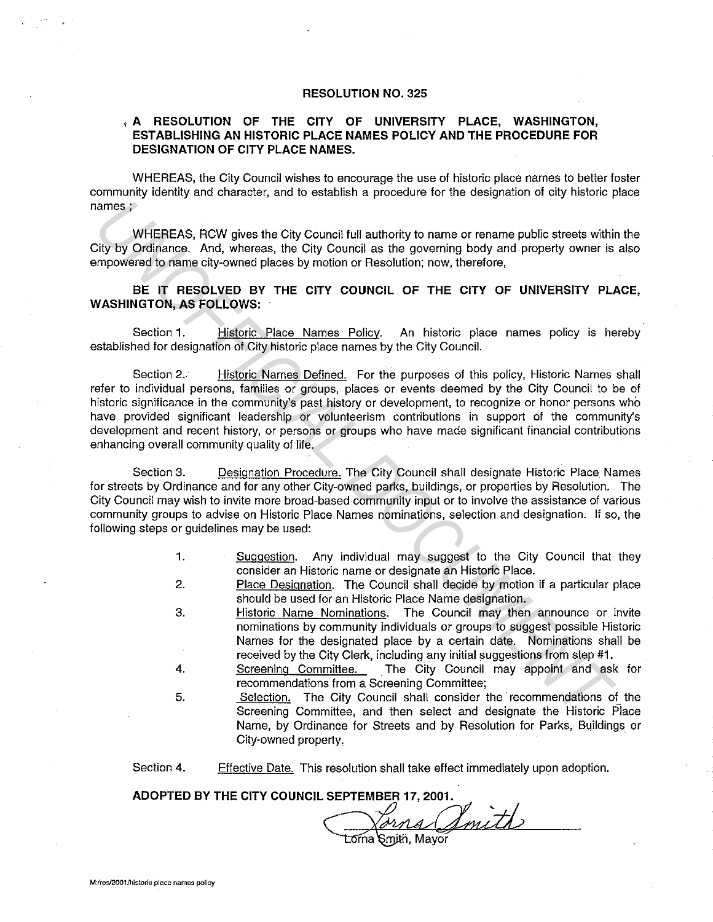# RESOLUTION NO. 325

## A RESOLUTION OF THE CITY OF UNIVERSITY PLACE, WASHINGTON, ESTABLISHING AN HISTORIC PLACE NAMES POLICY AND THE PROCEDURE FOR DESIGNATION OF CITY PLACE NAMES.

WHEREAS, the City Council wishes to encourage the use of historic place names to better foster community identity and character, and to establish a procedure for the designation of city historic place names ;

WHEREAS, RCW gives the City Council full authority to name or rename public streets within the City by Ordinance. And, whereas, the City Council as the governing body and property owner is also empowered to name city-owned places by motion or Resolution; now, therefore,

**BE IT RESOLVED BY THE CITY COUNCIL OF THE CITY OF UNIVERSITY PLACE, WASHINGTON, AS FOLLOWS:**

Section 1. Historic Place Names Policy. An historic place names policy is hereby established for designation of City historic place names by the City Council.

Section 2. Historic Names Defined. For the purposes of this policy, Historic Names shall refer to individual persons, families or groups, places or events deemed by the City Council to be of historic significance in the community's past history or development, to recognize or honor persons who have provided significant leadership or volunteerism contributions in support of the community's development and recent history, or persons or groups who have made significant financial contributions enhancing overall community quality of life.

Section 3. Designation Procedure. The City Council shall designate Historic Place Names for streets by Ordinance and for any other City-owned parks, buildings, or properties by Resolution. The City Council may wish to invite more broad-based community input or to involve the assistance of various community groups to advise on Historic Place Names nominations, selection and designation. If so, the following steps or guidelines may be used:

1. Suggestion. Any individual may suggest to the City Council that they consider an Historic name or designate an Historic Place.
2. Place Designation. The Council shall decide by motion if a particular place should be used for an Historic Place Name designation.
3. Historic Name Nominations. The Council may then announce or invite nominations by community individuals or groups to suggest possible Historic Names for the designated place by a certain date. Nominations shall be received by the City Clerk, including any initial suggestions from step #1.
4. Screening Committee. The City Council may appoint and ask for recommendations from a Screening Committee;
5. Selection. The City Council shall consider the recommendations of the Screening Committee, and then select and designate the Historic Place Name, by Ordinance for Streets and by Resolution for Parks, Buildings or City-owned property.

Section 4. Effective Date. This resolution shall take effect immediately upon adoption.

**ADOPTED BY THE CITY COUNCIL SEPTEMBER 17, 2001.**

Lorna Smith

Lorna Smith, Mayor

M:/res/2001/historic place names policy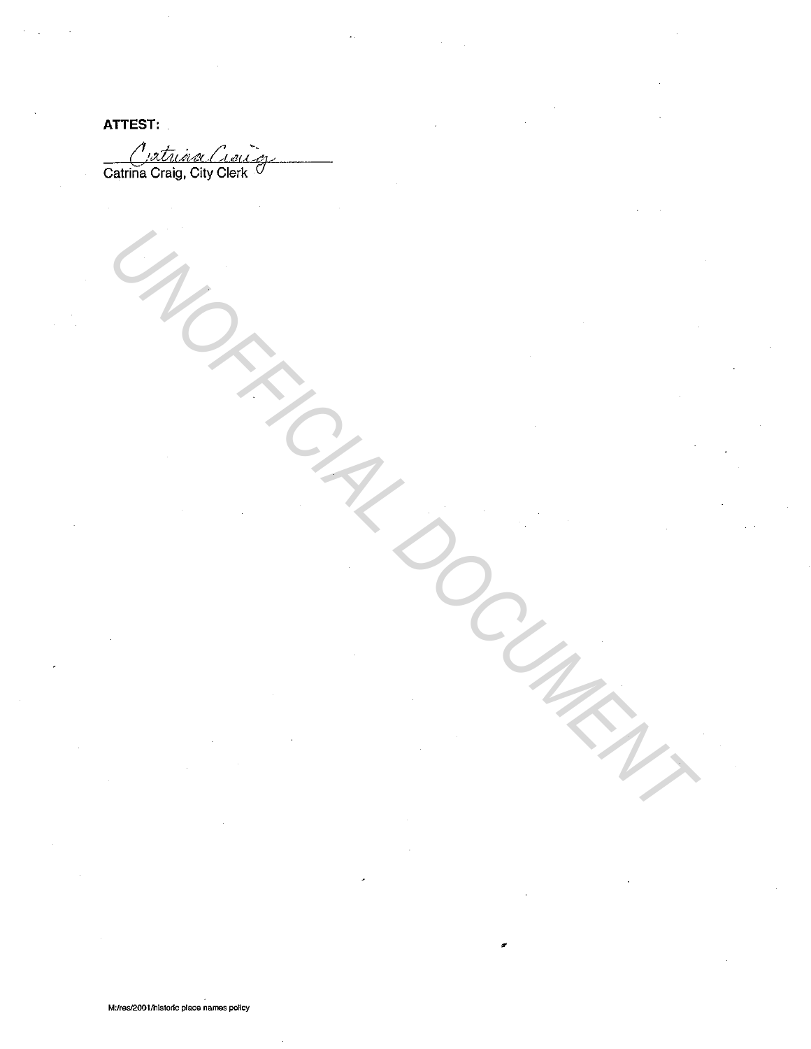**ATTEST:**

Catrina Craig

Catrina Craig, City Clerk

UNOFFICIAL DOCUMENT

M:/res/2001/historic place names policy